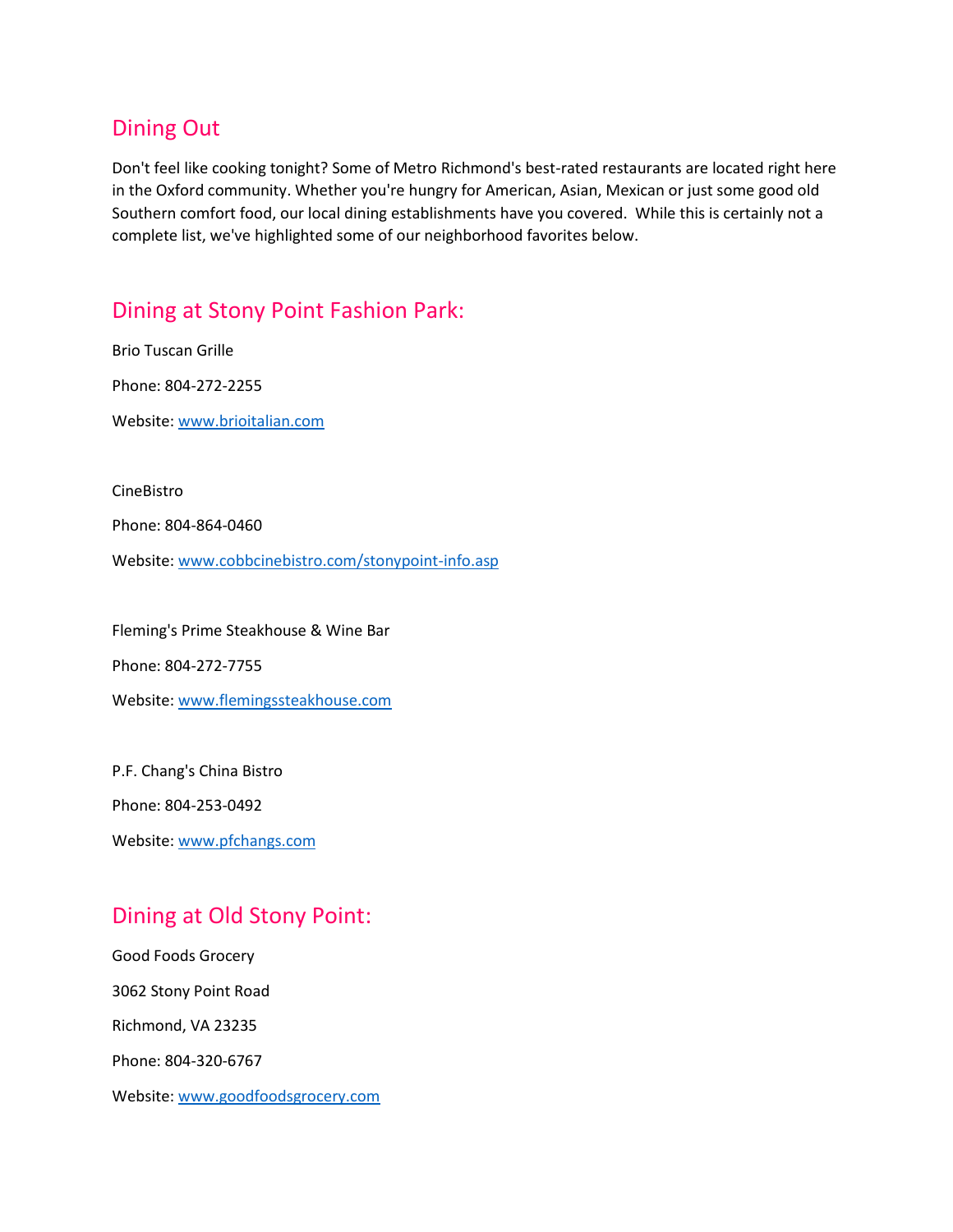# Dining Out

Don't feel like cooking tonight? Some of Metro Richmond's best-rated restaurants are located right here in the Oxford community. Whether you're hungry for American, Asian, Mexican or just some good old Southern comfort food, our local dining establishments have you covered. While this is certainly not a complete list, we've highlighted some of our neighborhood favorites below.

## Dining at Stony Point Fashion Park:

Brio Tuscan Grille

Phone: 804-272-2255

Website: www.brioitalian.com

CineBistro

Phone: 804-864-0460

Website: www.cobbcinebistro.com/stonypoint-info.asp

Fleming's Prime Steakhouse & Wine Bar

Phone: 804-272-7755

Website: www.flemingssteakhouse.com

P.F. Chang's China Bistro

Phone: 804-253-0492

Website: www.pfchangs.com

## Dining at Old Stony Point:

Good Foods Grocery

3062 Stony Point Road

Richmond, VA 23235

Phone: 804-320-6767

Website: www.goodfoodsgrocery.com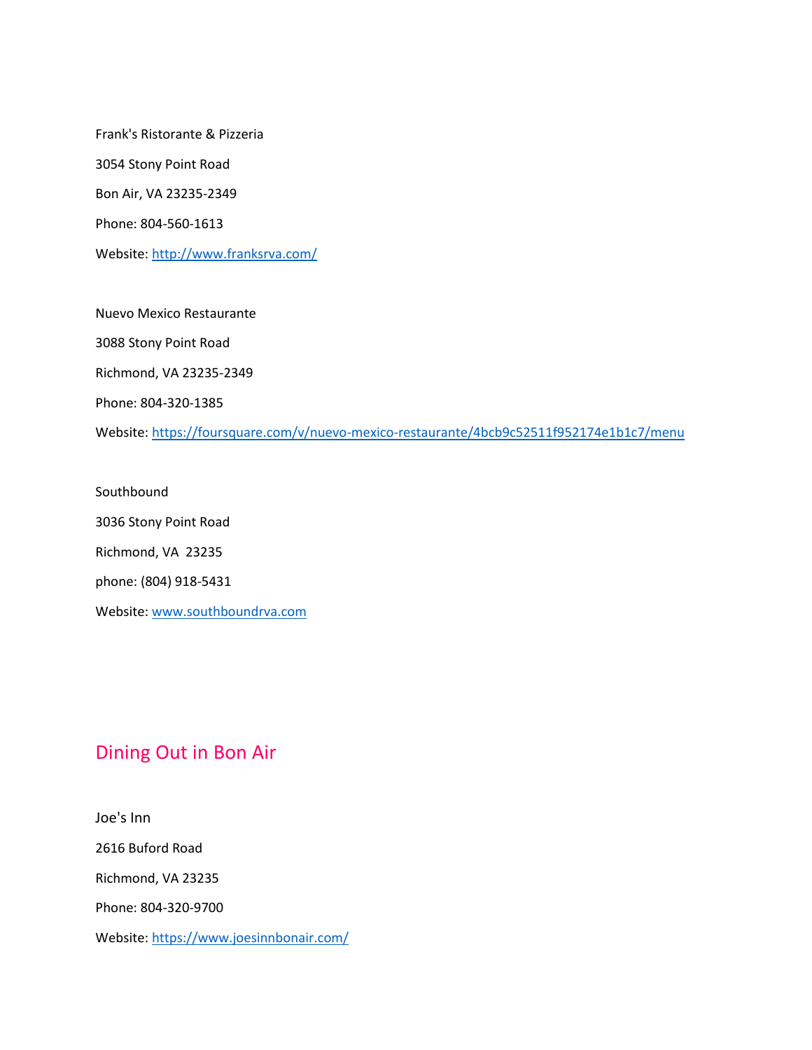Frank's Ristorante & Pizzeria

3054 Stony Point Road

Bon Air, VA 23235-2349

Phone: 804-560-1613

Website: [http://www.franksrva.com/](http://www.franksrva.com/)

Nuevo Mexico Restaurante

3088 Stony Point Road

Richmond, VA 23235-2349

Phone: 804-320-1385

Website: [https://foursquare.com/v/nuevo-mexico-restaurante/4bcb9c52511f952174e1b1c7/menu](https://foursquare.com/v/nuevo-mexico-restaurante/4bcb9c52511f952174e1b1c7/menu)

Southbound

3036 Stony Point Road

Richmond, VA  23235

phone: (804) 918-5431

Website: [www.southboundrva.com](http://www.southboundrva.com)

## Dining Out in Bon Air

Joe's Inn

2616 Buford Road

Richmond, VA 23235

Phone: 804-320-9700

Website: [https://www.joesinnbonair.com/](https://www.joesinnbonair.com/)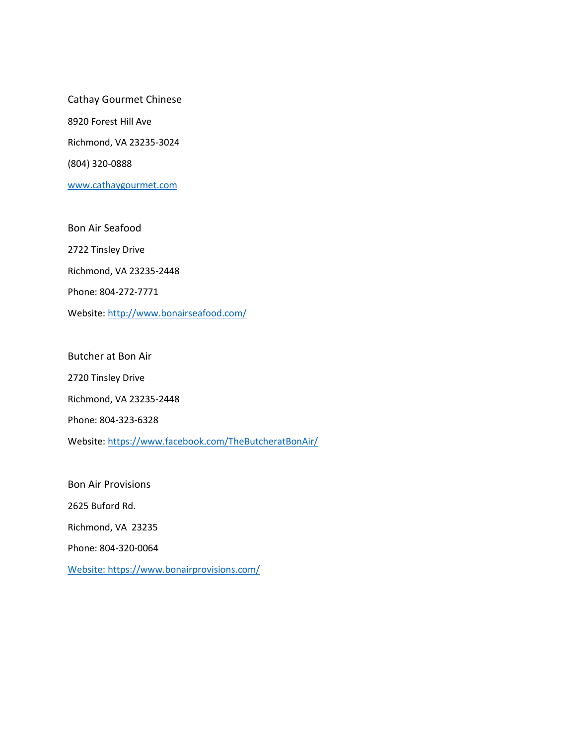Cathay Gourmet Chinese

8920 Forest Hill Ave

Richmond, VA 23235-3024

(804) 320-0888

www.cathaygourmet.com

Bon Air Seafood

2722 Tinsley Drive

Richmond, VA 23235-2448

Phone: 804-272-7771

Website: http://www.bonairseafood.com/

Butcher at Bon Air

2720 Tinsley Drive

Richmond, VA 23235-2448

Phone: 804-323-6328

Website: https://www.facebook.com/TheButcheratBonAir/

Bon Air Provisions

2625 Buford Rd.

Richmond, VA 23235

Phone: 804-320-0064

Website: https://www.bonairprovisions.com/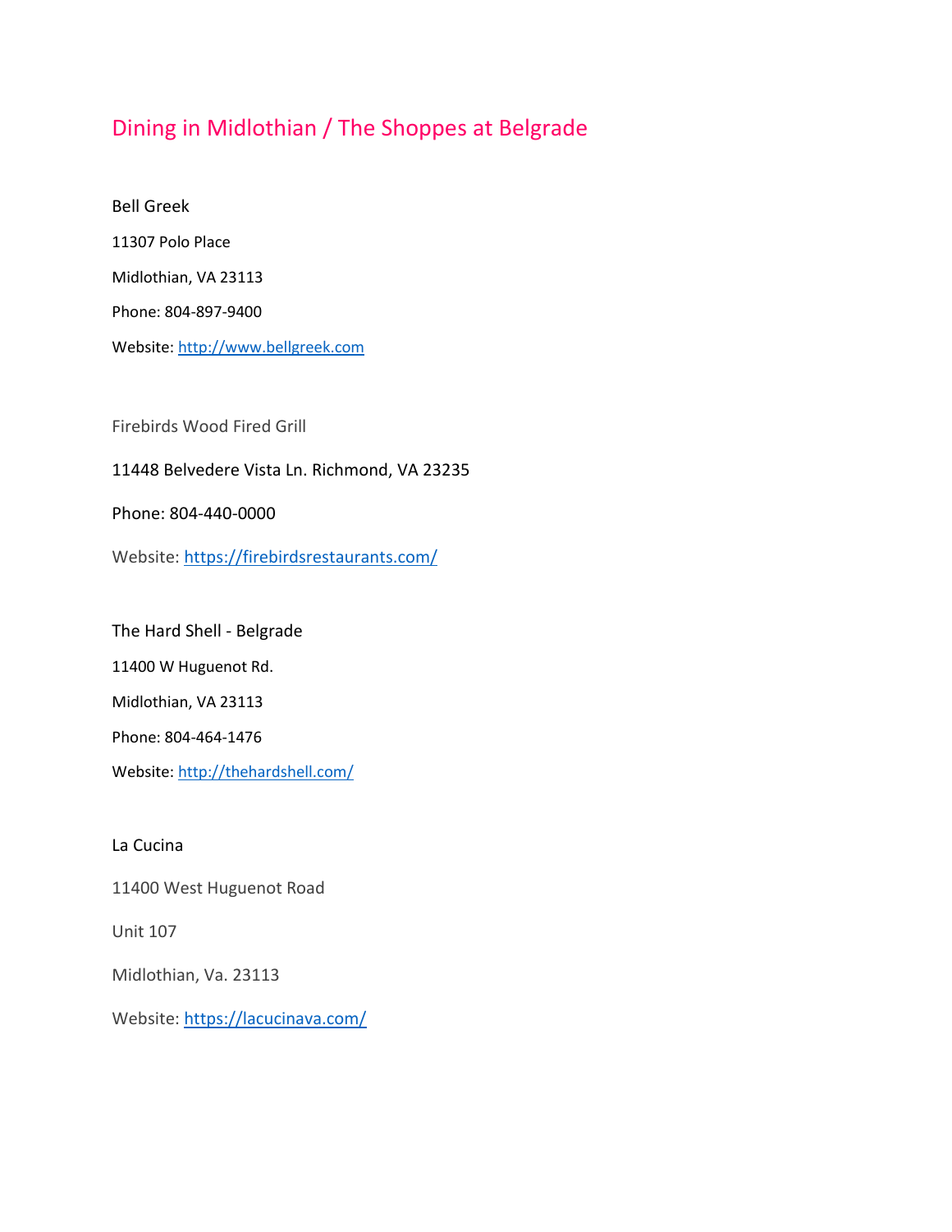# Dining in Midlothian / The Shoppes at Belgrade

Bell Greek

11307 Polo Place

Midlothian, VA 23113

Phone: 804-897-9400

Website: http://www.bellgreek.com

Firebirds Wood Fired Grill

11448 Belvedere Vista Ln. Richmond, VA 23235

Phone: 804-440-0000

Website: https://firebirdsrestaurants.com/

The Hard Shell - Belgrade

11400 W Huguenot Rd.

Midlothian, VA 23113

Phone: 804-464-1476

Website: http://thehardshell.com/

La Cucina

11400 West Huguenot Road

Unit 107

Midlothian, Va. 23113

Website: https://lacucinava.com/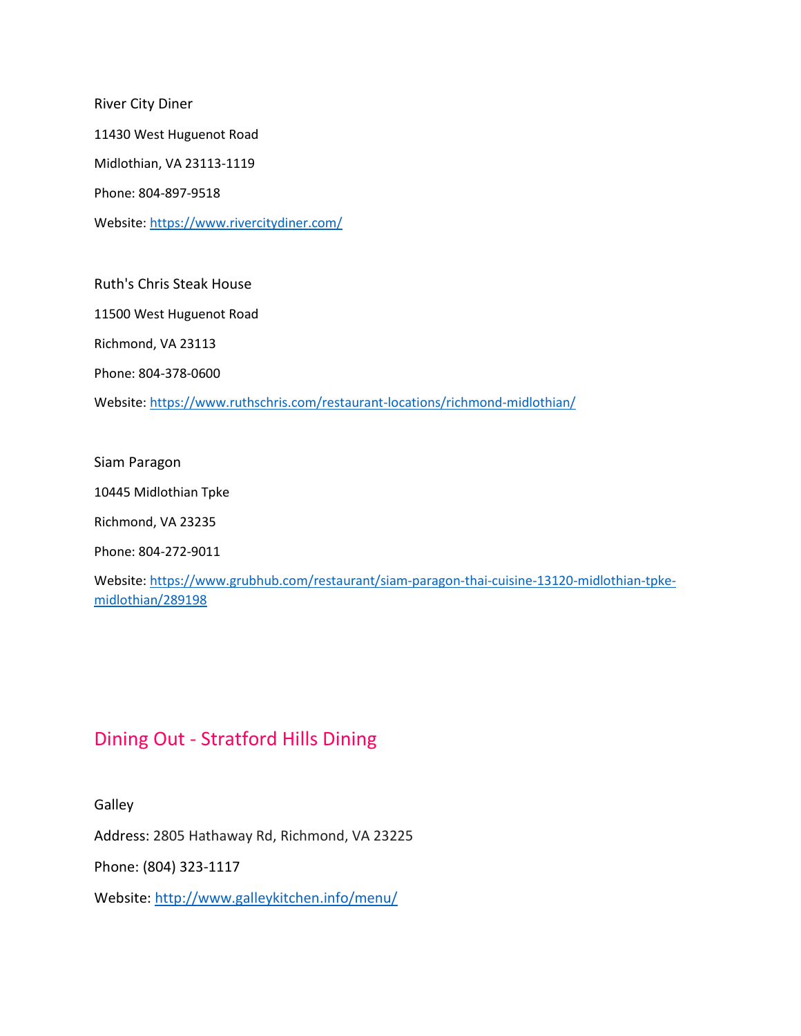River City Diner

11430 West Huguenot Road

Midlothian, VA 23113-1119

Phone: 804-897-9518

Website: [https://www.rivercitydiner.com/](https://www.rivercitydiner.com/)

Ruth's Chris Steak House

11500 West Huguenot Road

Richmond, VA 23113

Phone: 804-378-0600

Website: [https://www.ruthschris.com/restaurant-locations/richmond-midlothian/](https://www.ruthschris.com/restaurant-locations/richmond-midlothian/)

Siam Paragon

10445 Midlothian Tpke

Richmond, VA 23235

Phone: 804-272-9011

Website: [https://www.grubhub.com/restaurant/siam-paragon-thai-cuisine-13120-midlothian-tpke-midlothian/289198](https://www.grubhub.com/restaurant/siam-paragon-thai-cuisine-13120-midlothian-tpke-midlothian/289198)

## Dining Out - Stratford Hills Dining

Galley

Address: 2805 Hathaway Rd, Richmond, VA 23225

Phone: (804) 323-1117

Website: [http://www.galleykitchen.info/menu/](http://www.galleykitchen.info/menu/)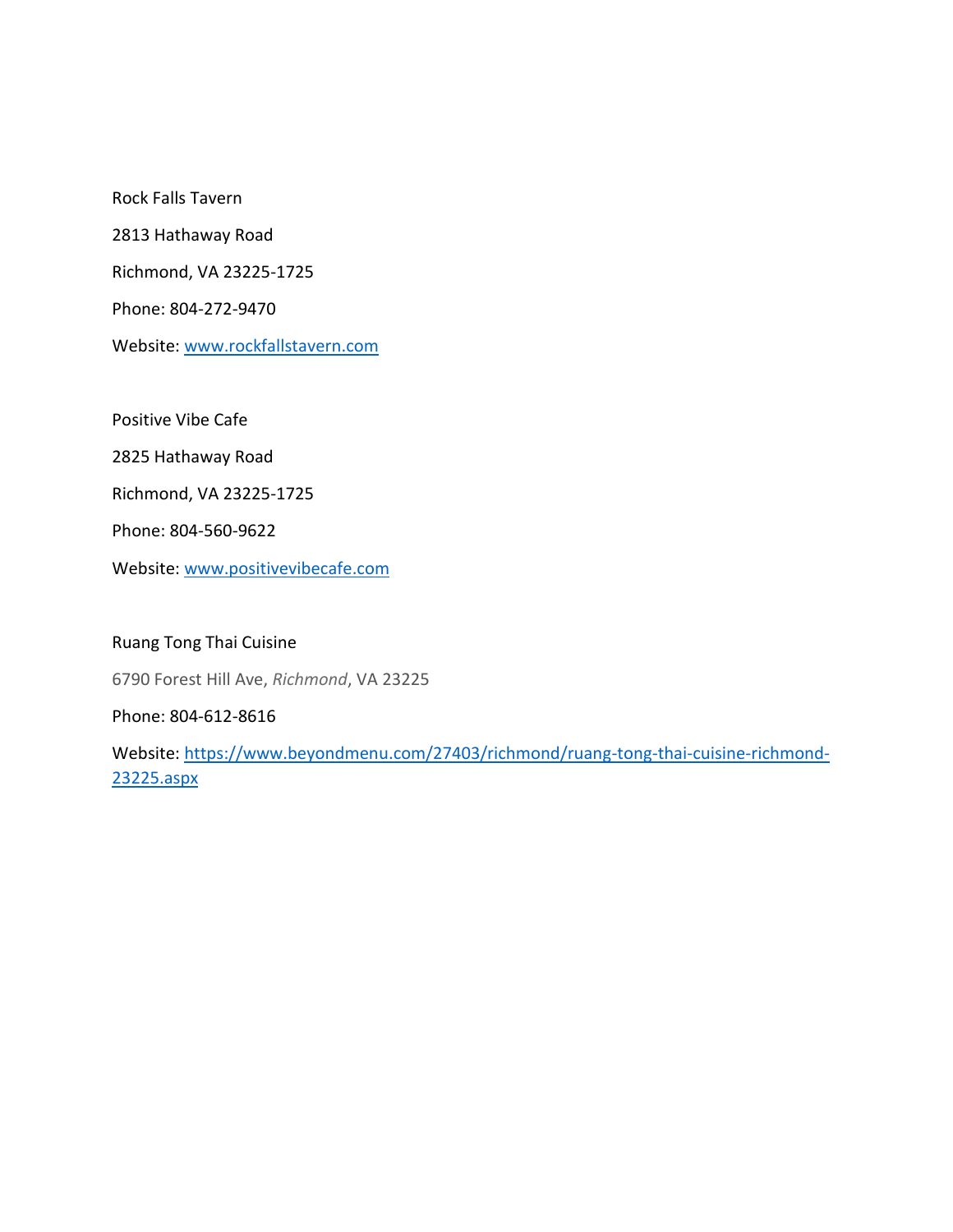Rock Falls Tavern

2813 Hathaway Road

Richmond, VA 23225-1725

Phone: 804-272-9470

Website: [www.rockfallstavern.com](www.rockfallstavern.com)

Positive Vibe Cafe

2825 Hathaway Road

Richmond, VA 23225-1725

Phone: 804-560-9622

Website: [www.positivevibecafe.com](www.positivevibecafe.com)

Ruang Tong Thai Cuisine

6790 Forest Hill Ave, *Richmond*, VA 23225

Phone: 804-612-8616

Website: [https://www.beyondmenu.com/27403/richmond/ruang-tong-thai-cuisine-richmond-23225.aspx](https://www.beyondmenu.com/27403/richmond/ruang-tong-thai-cuisine-richmond-23225.aspx)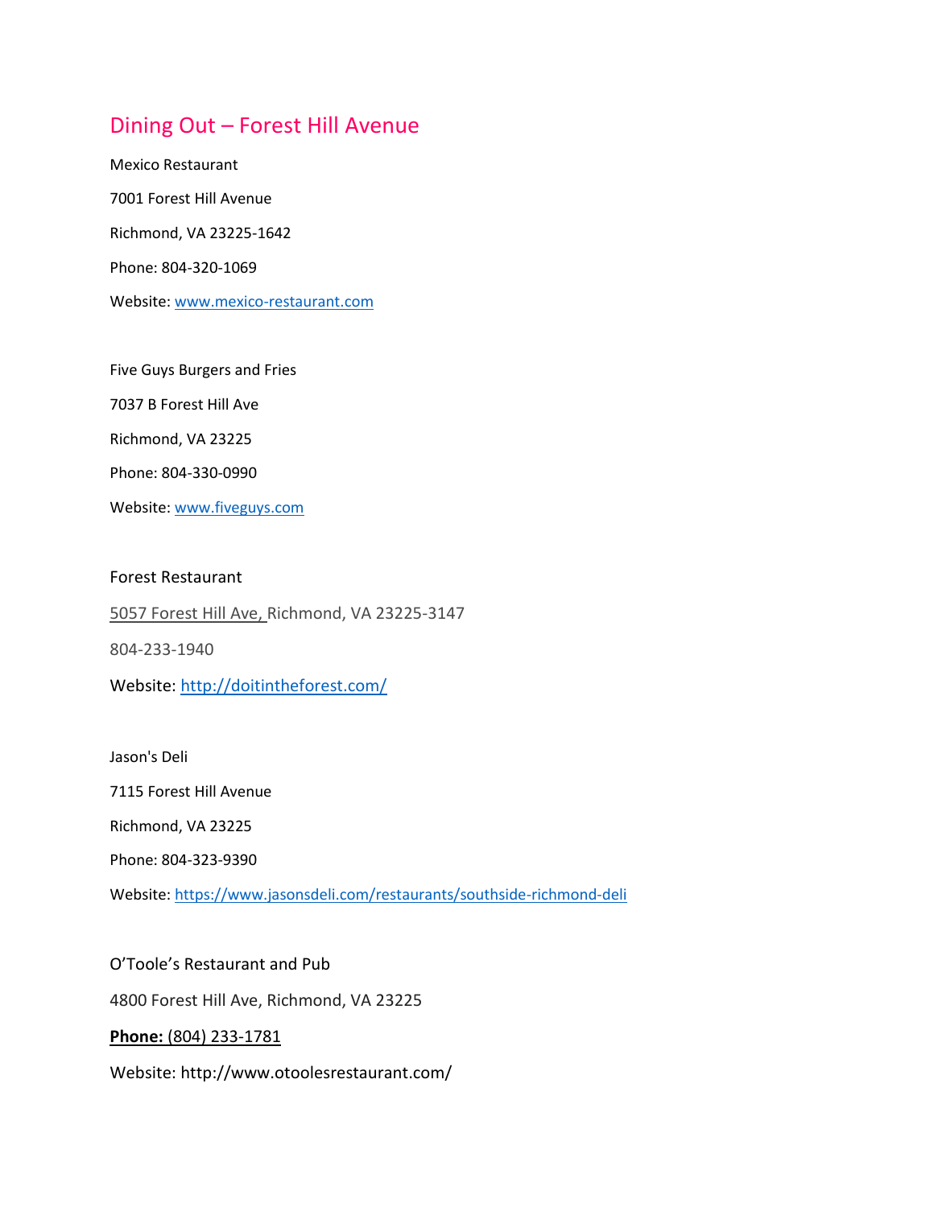## Dining Out – Forest Hill Avenue

Mexico Restaurant

7001 Forest Hill Avenue

Richmond, VA 23225-1642

Phone: 804-320-1069

Website: www.mexico-restaurant.com

Five Guys Burgers and Fries

7037 B Forest Hill Ave

Richmond, VA 23225

Phone: 804-330-0990

Website: www.fiveguys.com

Forest Restaurant

5057 Forest Hill Ave, Richmond, VA 23225-3147

804-233-1940

Website: http://doitintheforest.com/

Jason's Deli

7115 Forest Hill Avenue

Richmond, VA 23225

Phone: 804-323-9390

Website: https://www.jasonsdeli.com/restaurants/southside-richmond-deli

O'Toole's Restaurant and Pub

4800 Forest Hill Ave, Richmond, VA 23225

**Phone:** (804) 233-1781

Website: http://www.otoolesrestaurant.com/